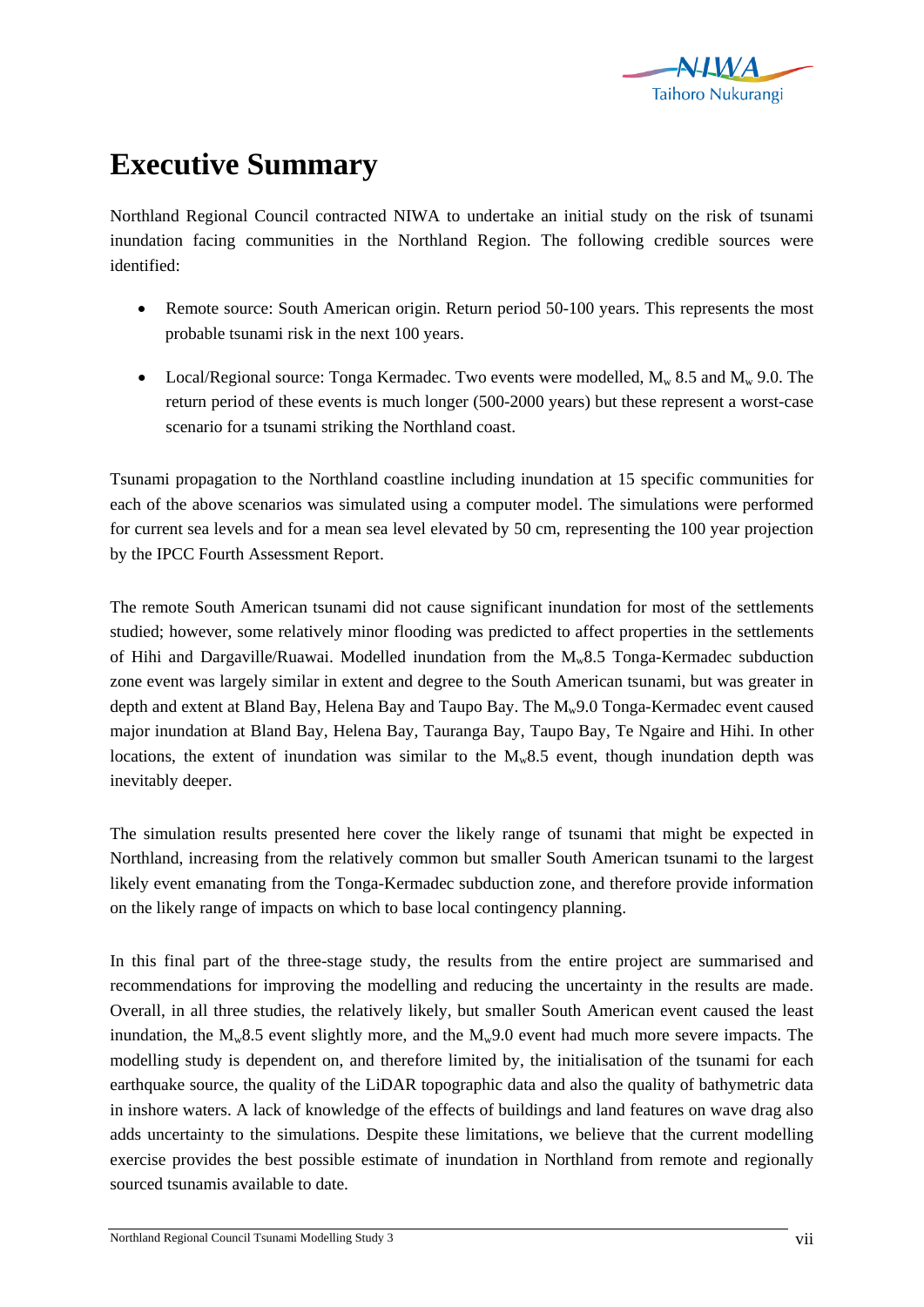# Executive Summary

Northland Regional Council contracted NIWA to undertake an initial study on the risk of tsunami inundation facing communities in the Northland Region. The following credible sources were identified:

- Remote source: South American origin. Return period 50-100 years. This represents the most probable tsunami risk in the next 100 years.
- Local/Regional source: Tonga Kermadec. Two events were modelled, $M_w$ 8.5 and $M_w$ 9.0. The return period of these events is much longer (500-2000 years) but these represent a worst-case scenario for a tsunami striking the Northland coast.

Tsunami propagation to the Northland coastline including inundation at 15 specific communities for each of the above scenarios was simulated using a computer model. The simulations were performed for current sea levels and for a mean sea level elevated by 50 cm, representing the 100 year projection by the IPCC Fourth Assessment Report.

The remote South American tsunami did not cause significant inundation for most of the settlements studied; however, some relatively minor flooding was predicted to affect properties in the settlements of Hihi and Dargaville/Ruawai. Modelled inundation from the $M_w$8.5 Tonga-Kermadec subduction zone event was largely similar in extent and degree to the South American tsunami, but was greater in depth and extent at Bland Bay, Helena Bay and Taupo Bay. The $M_w$9.0 Tonga-Kermadec event caused major inundation at Bland Bay, Helena Bay, Tauranga Bay, Taupo Bay, Te Ngaire and Hihi. In other locations, the extent of inundation was similar to the $M_w$8.5 event, though inundation depth was inevitably deeper.

The simulation results presented here cover the likely range of tsunami that might be expected in Northland, increasing from the relatively common but smaller South American tsunami to the largest likely event emanating from the Tonga-Kermadec subduction zone, and therefore provide information on the likely range of impacts on which to base local contingency planning.

In this final part of the three-stage study, the results from the entire project are summarised and recommendations for improving the modelling and reducing the uncertainty in the results are made. Overall, in all three studies, the relatively likely, but smaller South American event caused the least inundation, the $M_w$8.5 event slightly more, and the $M_w$9.0 event had much more severe impacts. The modelling study is dependent on, and therefore limited by, the initialisation of the tsunami for each earthquake source, the quality of the LiDAR topographic data and also the quality of bathymetric data in inshore waters. A lack of knowledge of the effects of buildings and land features on wave drag also adds uncertainty to the simulations. Despite these limitations, we believe that the current modelling exercise provides the best possible estimate of inundation in Northland from remote and regionally sourced tsunamis available to date.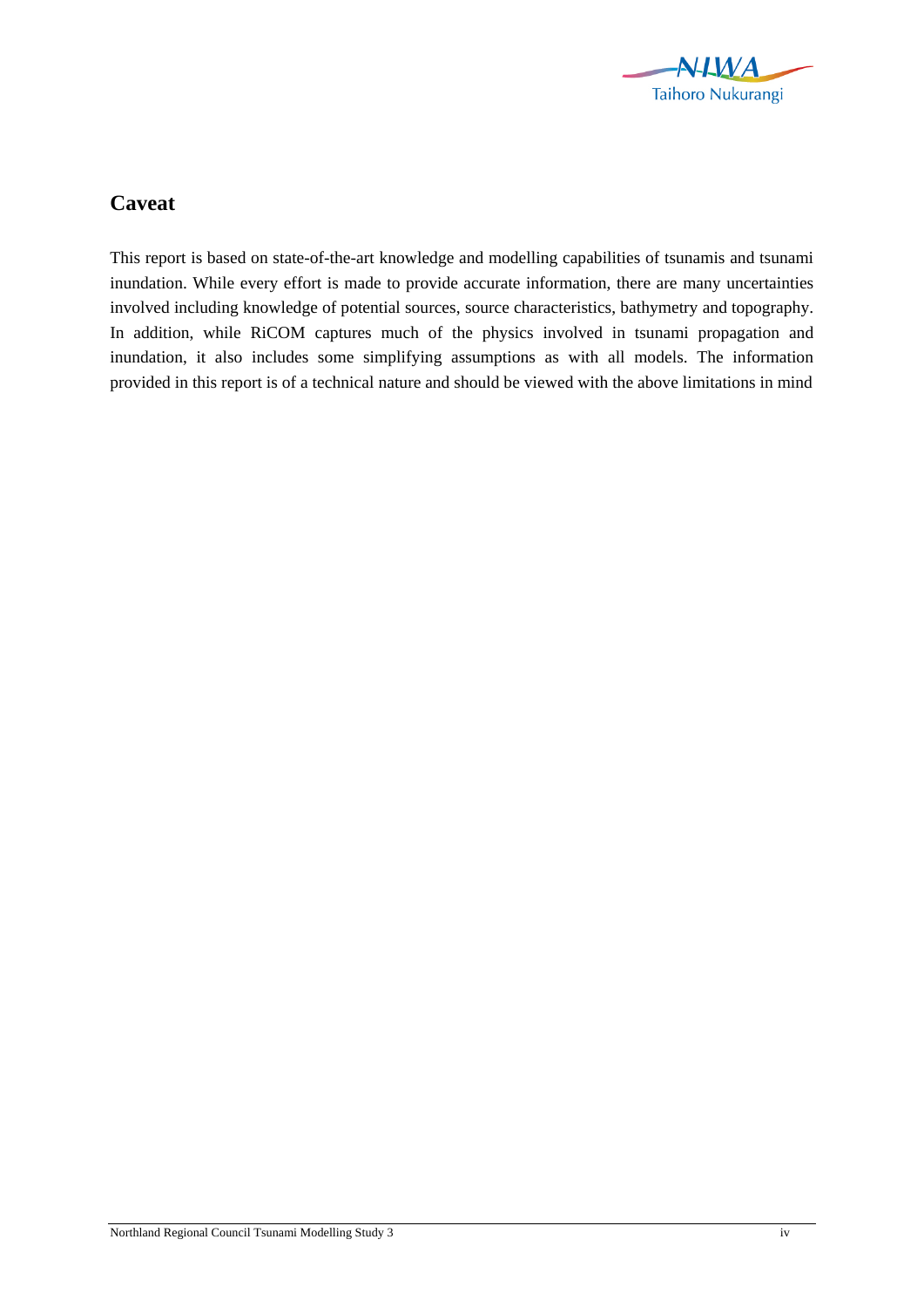## Caveat

This report is based on state-of-the-art knowledge and modelling capabilities of tsunamis and tsunami inundation. While every effort is made to provide accurate information, there are many uncertainties involved including knowledge of potential sources, source characteristics, bathymetry and topography. In addition, while RiCOM captures much of the physics involved in tsunami propagation and inundation, it also includes some simplifying assumptions as with all models. The information provided in this report is of a technical nature and should be viewed with the above limitations in mind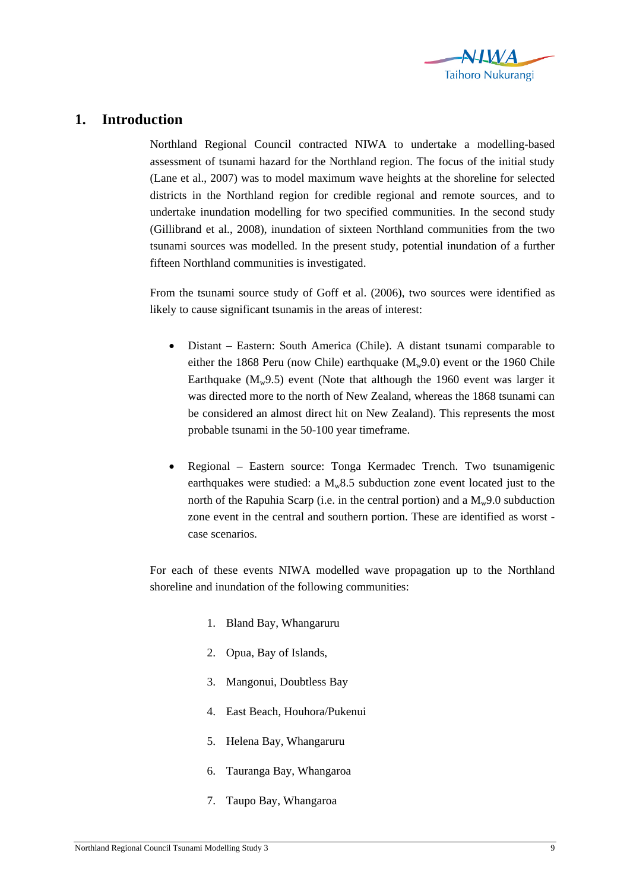# 1. Introduction

Northland Regional Council contracted NIWA to undertake a modelling-based assessment of tsunami hazard for the Northland region. The focus of the initial study (Lane et al., 2007) was to model maximum wave heights at the shoreline for selected districts in the Northland region for credible regional and remote sources, and to undertake inundation modelling for two specified communities. In the second study (Gillibrand et al., 2008), inundation of sixteen Northland communities from the two tsunami sources was modelled. In the present study, potential inundation of a further fifteen Northland communities is investigated.

From the tsunami source study of Goff et al. (2006), two sources were identified as likely to cause significant tsunamis in the areas of interest:

- Distant – Eastern: South America (Chile). A distant tsunami comparable to either the 1868 Peru (now Chile) earthquake ($M_w$9.0) event or the 1960 Chile Earthquake ($M_w$9.5) event (Note that although the 1960 event was larger it was directed more to the north of New Zealand, whereas the 1868 tsunami can be considered an almost direct hit on New Zealand). This represents the most probable tsunami in the 50-100 year timeframe.

- Regional – Eastern source: Tonga Kermadec Trench. Two tsunamigenic earthquakes were studied: a $M_w$8.5 subduction zone event located just to the north of the Rapuhia Scarp (i.e. in the central portion) and a $M_w$9.0 subduction zone event in the central and southern portion. These are identified as worst - case scenarios.

For each of these events NIWA modelled wave propagation up to the Northland shoreline and inundation of the following communities:

1. Bland Bay, Whangaruru
2. Opua, Bay of Islands,
3. Mangonui, Doubtless Bay
4. East Beach, Houhora/Pukenui
5. Helena Bay, Whangaruru
6. Tauranga Bay, Whangaroa
7. Taupo Bay, Whangaroa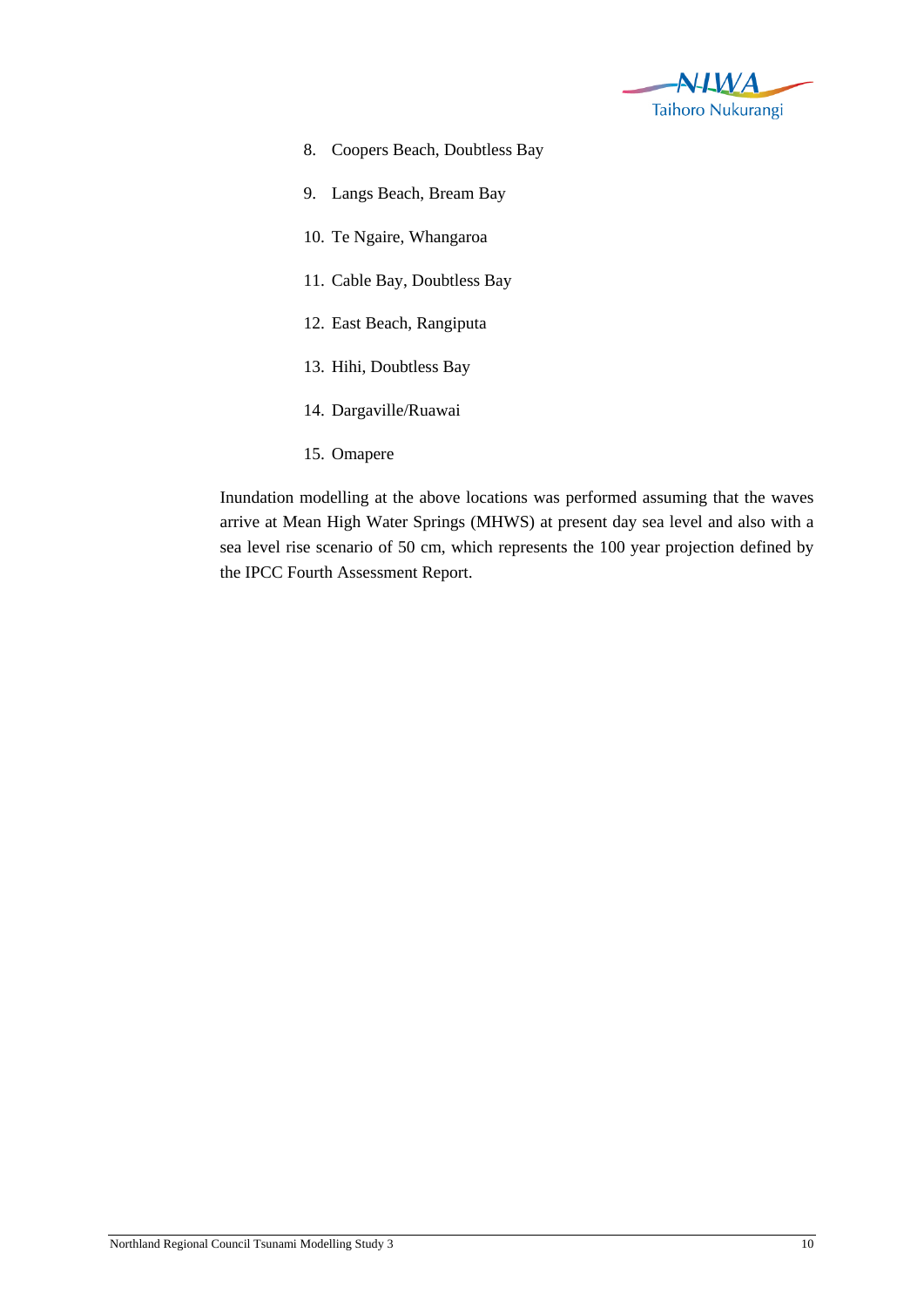8. Coopers Beach, Doubtless Bay
9. Langs Beach, Bream Bay
10. Te Ngaire, Whangaroa
11. Cable Bay, Doubtless Bay
12. East Beach, Rangiputa
13. Hihi, Doubtless Bay
14. Dargaville/Ruawai
15. Omapere

Inundation modelling at the above locations was performed assuming that the waves arrive at Mean High Water Springs (MHWS) at present day sea level and also with a sea level rise scenario of 50 cm, which represents the 100 year projection defined by the IPCC Fourth Assessment Report.